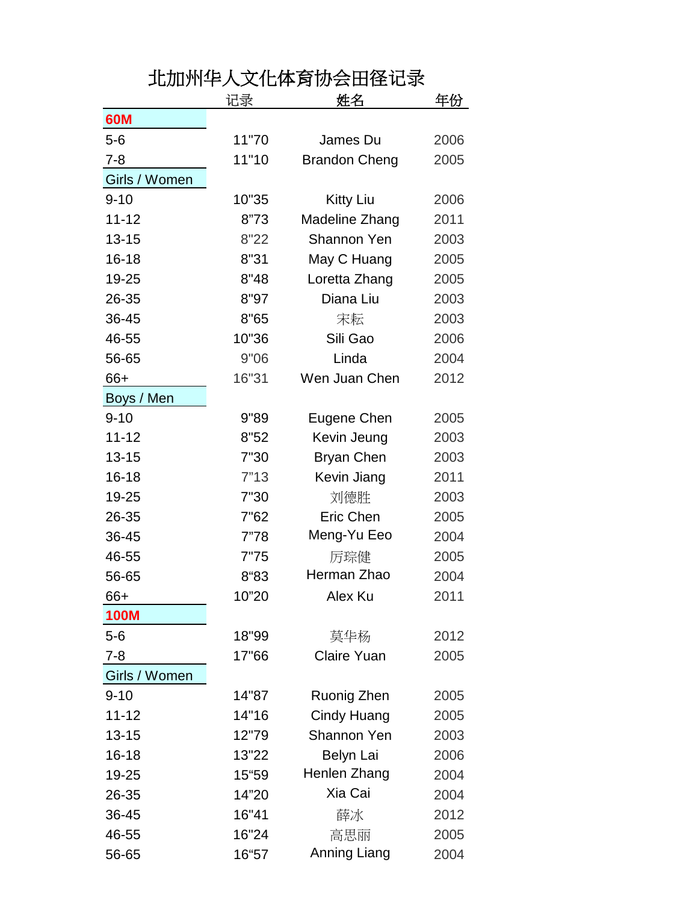# 北加州华人文化体育协会田径记录

| | 记录 | 姓名 | 年份 |
|---|---|---|---|
| **60M** | | | |
| 5-6 | 11"70 | James Du | 2006 |
| 7-8 | 11"10 | Brandon Cheng | 2005 |
| Girls / Women | | | |
| 9-10 | 10"35 | Kitty Liu | 2006 |
| 11-12 | 8"73 | Madeline Zhang | 2011 |
| 13-15 | 8"22 | Shannon Yen | 2003 |
| 16-18 | 8"31 | May C Huang | 2005 |
| 19-25 | 8"48 | Loretta Zhang | 2005 |
| 26-35 | 8"97 | Diana Liu | 2003 |
| 36-45 | 8"65 | 宋耘 | 2003 |
| 46-55 | 10"36 | Sili Gao | 2006 |
| 56-65 | 9"06 | Linda | 2004 |
| 66+ | 16"31 | Wen Juan Chen | 2012 |
| Boys / Men | | | |
| 9-10 | 9"89 | Eugene Chen | 2005 |
| 11-12 | 8"52 | Kevin Jeung | 2003 |
| 13-15 | 7"30 | Bryan Chen | 2003 |
| 16-18 | 7"13 | Kevin Jiang | 2011 |
| 19-25 | 7"30 | 刘德胜 | 2003 |
| 26-35 | 7"62 | Eric Chen | 2005 |
| 36-45 | 7"78 | Meng-Yu Eeo | 2004 |
| 46-55 | 7"75 | 厉琮健 | 2005 |
| 56-65 | 8"83 | Herman Zhao | 2004 |
| 66+ | 10"20 | Alex Ku | 2011 |
| **100M** | | | |
| 5-6 | 18"99 | 莫华杨 | 2012 |
| 7-8 | 17"66 | Claire Yuan | 2005 |
| Girls / Women | | | |
| 9-10 | 14"87 | Ruonig Zhen | 2005 |
| 11-12 | 14"16 | Cindy Huang | 2005 |
| 13-15 | 12"79 | Shannon Yen | 2003 |
| 16-18 | 13"22 | Belyn Lai | 2006 |
| 19-25 | 15"59 | Henlen Zhang | 2004 |
| 26-35 | 14"20 | Xia Cai | 2004 |
| 36-45 | 16"41 | 薛冰 | 2012 |
| 46-55 | 16"24 | 高思丽 | 2005 |
| 56-65 | 16"57 | Anning Liang | 2004 |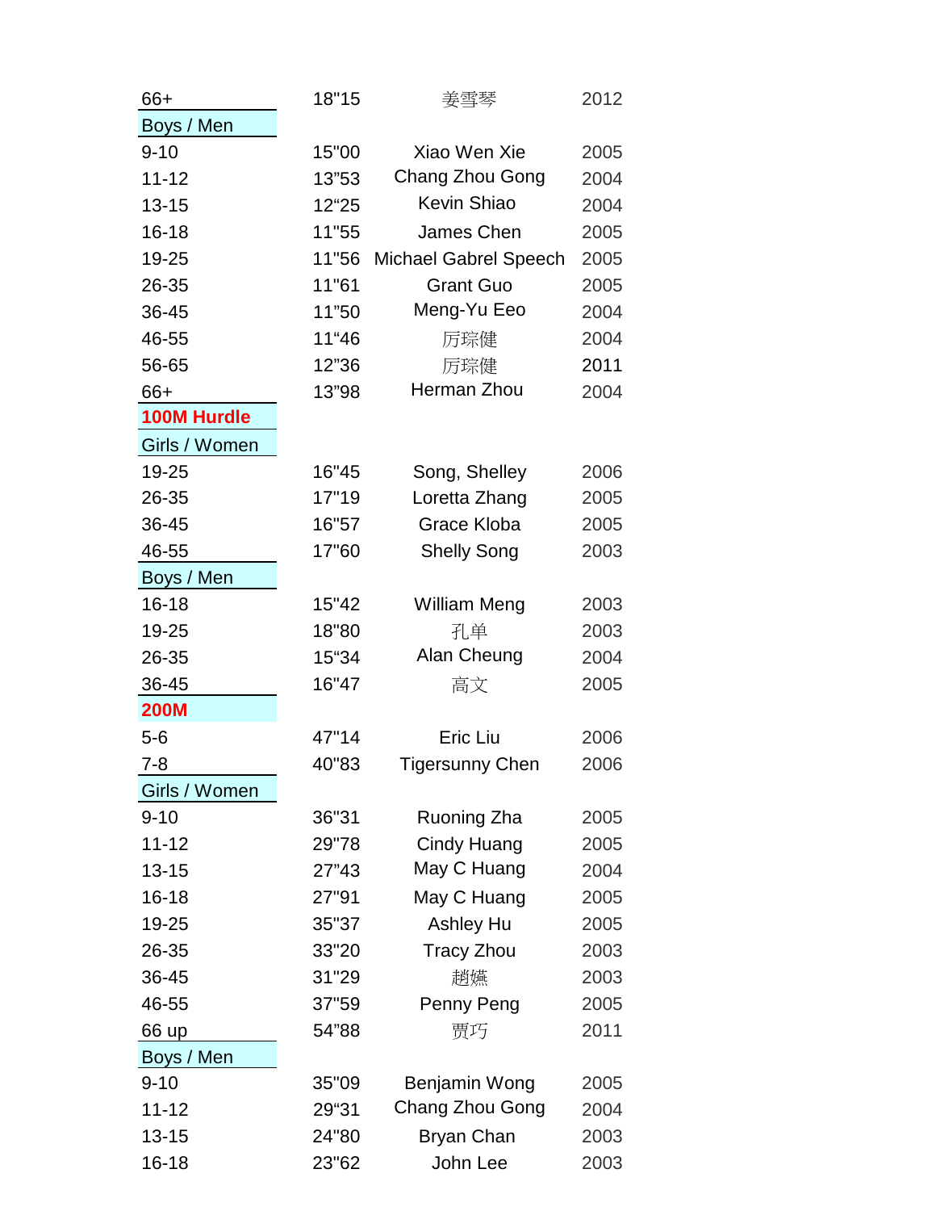| | | | |
|---|---|---|---|
| 66+ | 18"15 | 姜雪琴 | 2012 |
| **Boys / Men** | | | |
| 9-10 | 15"00 | Xiao Wen Xie | 2005 |
| 11-12 | 13"53 | Chang Zhou Gong | 2004 |
| 13-15 | 12"25 | Kevin Shiao | 2004 |
| 16-18 | 11"55 | James Chen | 2005 |
| 19-25 | 11"56 | Michael Gabrel Speech | 2005 |
| 26-35 | 11"61 | Grant Guo | 2005 |
| 36-45 | 11"50 | Meng-Yu Eeo | 2004 |
| 46-55 | 11"46 | 厉琮健 | 2004 |
| 56-65 | 12"36 | 厉琮健 | 2011 |
| 66+ | 13"98 | Herman Zhou | 2004 |
| **100M Hurdle** | | | |
| **Girls / Women** | | | |
| 19-25 | 16"45 | Song, Shelley | 2006 |
| 26-35 | 17"19 | Loretta Zhang | 2005 |
| 36-45 | 16"57 | Grace Kloba | 2005 |
| 46-55 | 17"60 | Shelly Song | 2003 |
| **Boys / Men** | | | |
| 16-18 | 15"42 | William Meng | 2003 |
| 19-25 | 18"80 | 孔单 | 2003 |
| 26-35 | 15"34 | Alan Cheung | 2004 |
| 36-45 | 16"47 | 高文 | 2005 |
| **200M** | | | |
| 5-6 | 47"14 | Eric Liu | 2006 |
| 7-8 | 40"83 | Tigersunny Chen | 2006 |
| **Girls / Women** | | | |
| 9-10 | 36"31 | Ruoning Zha | 2005 |
| 11-12 | 29"78 | Cindy Huang | 2005 |
| 13-15 | 27"43 | May C Huang | 2004 |
| 16-18 | 27"91 | May C Huang | 2005 |
| 19-25 | 35"37 | Ashley Hu | 2005 |
| 26-35 | 33"20 | Tracy Zhou | 2003 |
| 36-45 | 31"29 | 趙�национал | 2003 |
| 46-55 | 37"59 | Penny Peng | 2005 |
| 66 up | 54"88 | 贾巧 | 2011 |
| **Boys / Men** | | | |
| 9-10 | 35"09 | Benjamin Wong | 2005 |
| 11-12 | 29"31 | Chang Zhou Gong | 2004 |
| 13-15 | 24"80 | Bryan Chan | 2003 |
| 16-18 | 23"62 | John Lee | 2003 |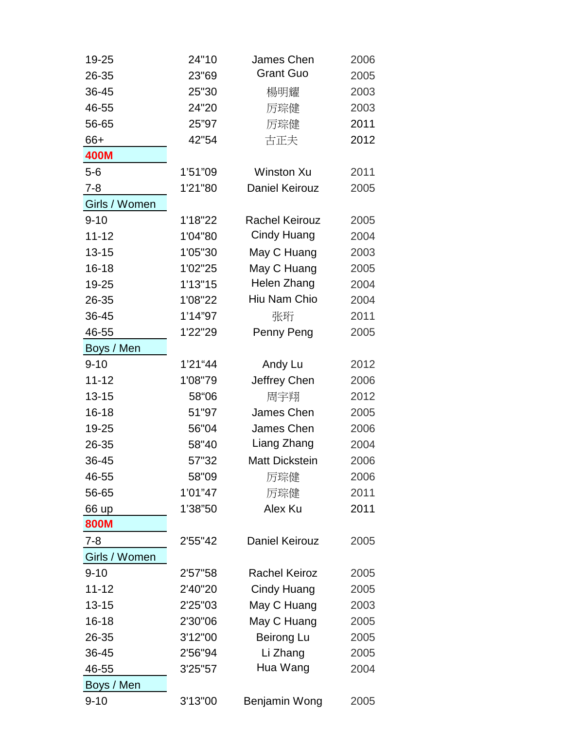| | | | |
|---|---|---|---|
| 19-25 | 24"10 | James Chen | 2006 |
| 26-35 | 23"69 | Grant Guo | 2005 |
| 36-45 | 25"30 | 楊明耀 | 2003 |
| 46-55 | 24"20 | 厉琮健 | 2003 |
| 56-65 | 25"97 | 厉琮健 | 2011 |
| 66+ | 42"54 | 古正夫 | 2012 |
| **400M** | | | |
| 5-6 | 1'51"09 | Winston Xu | 2011 |
| 7-8 | 1'21"80 | Daniel Keirouz | 2005 |
| Girls / Women | | | |
| 9-10 | 1'18"22 | Rachel Keirouz | 2005 |
| 11-12 | 1'04"80 | Cindy Huang | 2004 |
| 13-15 | 1'05"30 | May C Huang | 2003 |
| 16-18 | 1'02"25 | May C Huang | 2005 |
| 19-25 | 1'13"15 | Helen Zhang | 2004 |
| 26-35 | 1'08"22 | Hiu Nam Chio | 2004 |
| 36-45 | 1'14"97 | 张珩 | 2011 |
| 46-55 | 1'22"29 | Penny Peng | 2005 |
| Boys / Men | | | |
| 9-10 | 1'21"44 | Andy Lu | 2012 |
| 11-12 | 1'08"79 | Jeffrey Chen | 2006 |
| 13-15 | 58"06 | 周宇翔 | 2012 |
| 16-18 | 51"97 | James Chen | 2005 |
| 19-25 | 56"04 | James Chen | 2006 |
| 26-35 | 58"40 | Liang Zhang | 2004 |
| 36-45 | 57"32 | Matt Dickstein | 2006 |
| 46-55 | 58"09 | 厉琮健 | 2006 |
| 56-65 | 1'01"47 | 厉琮健 | 2011 |
| 66 up | 1'38"50 | Alex Ku | 2011 |
| **800M** | | | |
| 7-8 | 2'55"42 | Daniel Keirouz | 2005 |
| Girls / Women | | | |
| 9-10 | 2'57"58 | Rachel Keiroz | 2005 |
| 11-12 | 2'40"20 | Cindy Huang | 2005 |
| 13-15 | 2'25"03 | May C Huang | 2003 |
| 16-18 | 2'30"06 | May C Huang | 2005 |
| 26-35 | 3'12"00 | Beirong Lu | 2005 |
| 36-45 | 2'56"94 | Li Zhang | 2005 |
| 46-55 | 3'25"57 | Hua Wang | 2004 |
| Boys / Men | | | |
| 9-10 | 3'13"00 | Benjamin Wong | 2005 |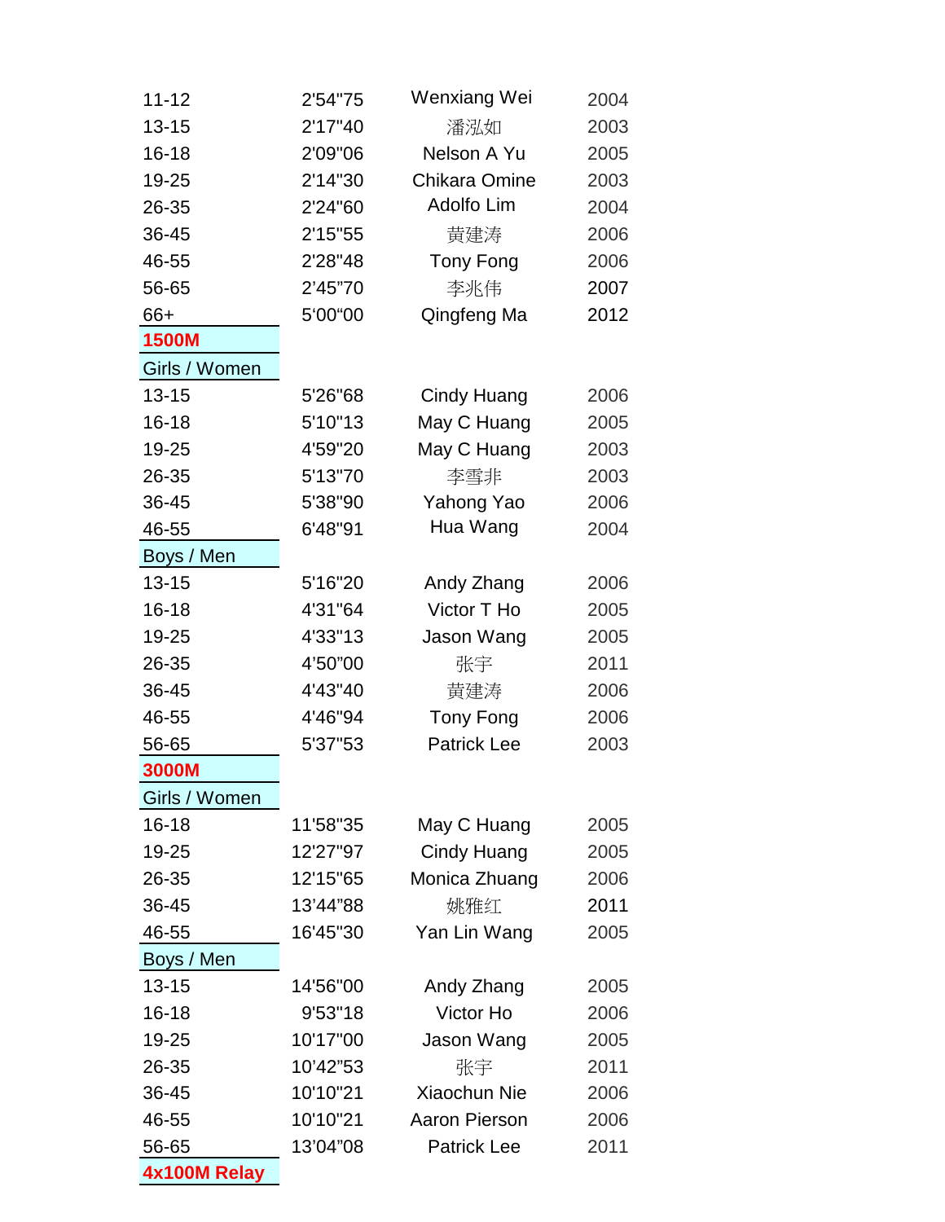| | | | |
|---|---|---|---|
| 11-12 | 2'54"75 | Wenxiang Wei | 2004 |
| 13-15 | 2'17"40 | 潘泓如 | 2003 |
| 16-18 | 2'09"06 | Nelson A Yu | 2005 |
| 19-25 | 2'14"30 | Chikara Omine | 2003 |
| 26-35 | 2'24"60 | Adolfo Lim | 2004 |
| 36-45 | 2'15"55 | 黄建涛 | 2006 |
| 46-55 | 2'28"48 | Tony Fong | 2006 |
| 56-65 | 2'45"70 | 李兆伟 | 2007 |
| 66+ | 5'00"00 | Qingfeng Ma | 2012 |

## 1500M

**Girls / Women**

| | | | |
|---|---|---|---|
| 13-15 | 5'26"68 | Cindy Huang | 2006 |
| 16-18 | 5'10"13 | May C Huang | 2005 |
| 19-25 | 4'59"20 | May C Huang | 2003 |
| 26-35 | 5'13"70 | 李雪非 | 2003 |
| 36-45 | 5'38"90 | Yahong Yao | 2006 |
| 46-55 | 6'48"91 | Hua Wang | 2004 |

**Boys / Men**

| | | | |
|---|---|---|---|
| 13-15 | 5'16"20 | Andy Zhang | 2006 |
| 16-18 | 4'31"64 | Victor T Ho | 2005 |
| 19-25 | 4'33"13 | Jason Wang | 2005 |
| 26-35 | 4'50"00 | 张宇 | 2011 |
| 36-45 | 4'43"40 | 黄建涛 | 2006 |
| 46-55 | 4'46"94 | Tony Fong | 2006 |
| 56-65 | 5'37"53 | Patrick Lee | 2003 |

## 3000M

**Girls / Women**

| | | | |
|---|---|---|---|
| 16-18 | 11'58"35 | May C Huang | 2005 |
| 19-25 | 12'27"97 | Cindy Huang | 2005 |
| 26-35 | 12'15"65 | Monica Zhuang | 2006 |
| 36-45 | 13'44"88 | 姚雅红 | 2011 |
| 46-55 | 16'45"30 | Yan Lin Wang | 2005 |

**Boys / Men**

| | | | |
|---|---|---|---|
| 13-15 | 14'56"00 | Andy Zhang | 2005 |
| 16-18 | 9'53"18 | Victor Ho | 2006 |
| 19-25 | 10'17"00 | Jason Wang | 2005 |
| 26-35 | 10'42"53 | 张宇 | 2011 |
| 36-45 | 10'10"21 | Xiaochun Nie | 2006 |
| 46-55 | 10'10"21 | Aaron Pierson | 2006 |
| 56-65 | 13'04"08 | Patrick Lee | 2011 |

## 4x100M Relay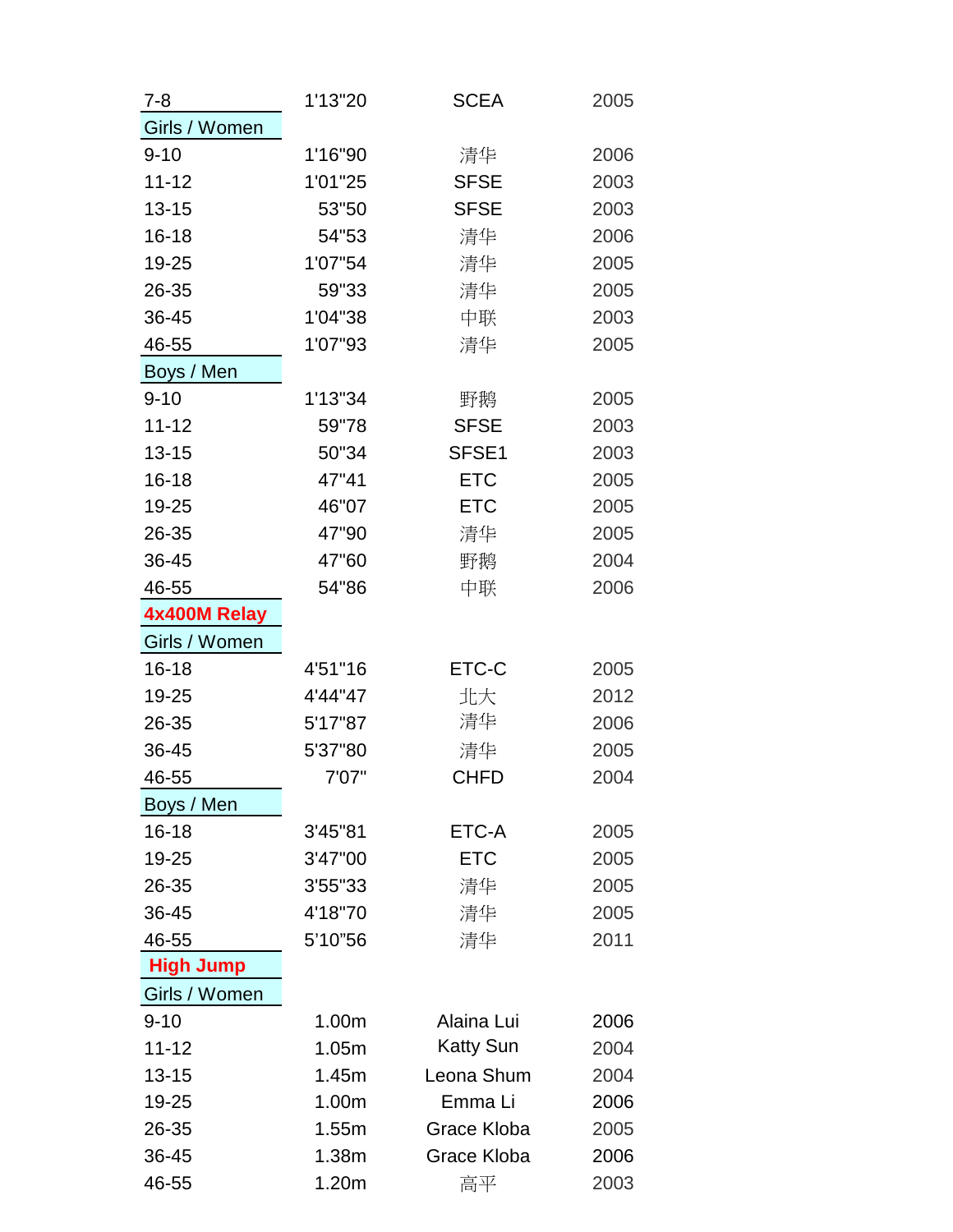| | | | |
|---|---|---|---|
| 7-8 | 1'13"20 | SCEA | 2005 |
| Girls / Women | | | |
| 9-10 | 1'16"90 | 清华 | 2006 |
| 11-12 | 1'01"25 | SFSE | 2003 |
| 13-15 | 53"50 | SFSE | 2003 |
| 16-18 | 54"53 | 清华 | 2006 |
| 19-25 | 1'07"54 | 清华 | 2005 |
| 26-35 | 59"33 | 清华 | 2005 |
| 36-45 | 1'04"38 | 中联 | 2003 |
| 46-55 | 1'07"93 | 清华 | 2005 |
| Boys / Men | | | |
| 9-10 | 1'13"34 | 野鹅 | 2005 |
| 11-12 | 59"78 | SFSE | 2003 |
| 13-15 | 50"34 | SFSE1 | 2003 |
| 16-18 | 47"41 | ETC | 2005 |
| 19-25 | 46"07 | ETC | 2005 |
| 26-35 | 47"90 | 清华 | 2005 |
| 36-45 | 47"60 | 野鹅 | 2004 |
| 46-55 | 54"86 | 中联 | 2006 |
| **4x400M Relay** | | | |
| Girls / Women | | | |
| 16-18 | 4'51"16 | ETC-C | 2005 |
| 19-25 | 4'44"47 | 北大 | 2012 |
| 26-35 | 5'17"87 | 清华 | 2006 |
| 36-45 | 5'37"80 | 清华 | 2005 |
| 46-55 | 7'07" | CHFD | 2004 |
| Boys / Men | | | |
| 16-18 | 3'45"81 | ETC-A | 2005 |
| 19-25 | 3'47"00 | ETC | 2005 |
| 26-35 | 3'55"33 | 清华 | 2005 |
| 36-45 | 4'18"70 | 清华 | 2005 |
| 46-55 | 5'10"56 | 清华 | 2011 |
| **High Jump** | | | |
| Girls / Women | | | |
| 9-10 | 1.00m | Alaina Lui | 2006 |
| 11-12 | 1.05m | Katty Sun | 2004 |
| 13-15 | 1.45m | Leona Shum | 2004 |
| 19-25 | 1.00m | Emma Li | 2006 |
| 26-35 | 1.55m | Grace Kloba | 2005 |
| 36-45 | 1.38m | Grace Kloba | 2006 |
| 46-55 | 1.20m | 高平 | 2003 |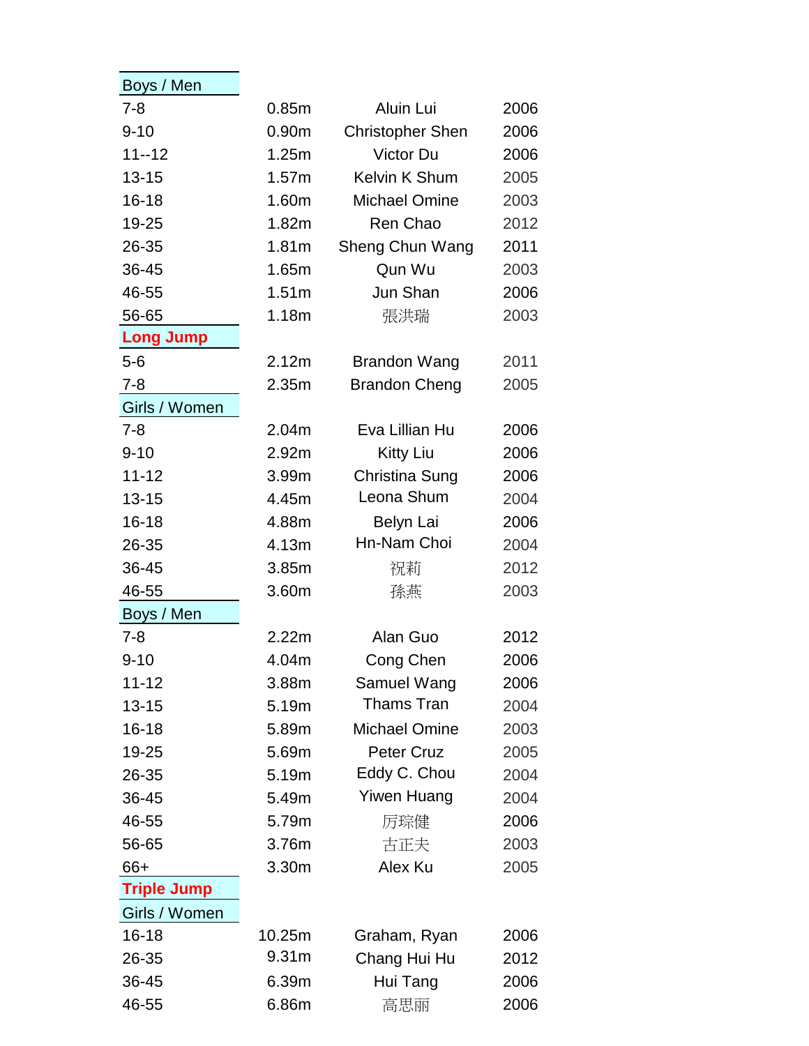**Boys / Men**

| | | | |
|---|---|---|---|
| 7-8 | 0.85m | Aluin Lui | 2006 |
| 9-10 | 0.90m | Christopher Shen | 2006 |
| 11--12 | 1.25m | Victor Du | 2006 |
| 13-15 | 1.57m | Kelvin K Shum | 2005 |
| 16-18 | 1.60m | Michael Omine | 2003 |
| 19-25 | 1.82m | Ren Chao | 2012 |
| 26-35 | 1.81m | Sheng Chun Wang | 2011 |
| 36-45 | 1.65m | Qun Wu | 2003 |
| 46-55 | 1.51m | Jun Shan | 2006 |
| 56-65 | 1.18m | 張洪瑞 | 2003 |

## Long Jump

| | | | |
|---|---|---|---|
| 5-6 | 2.12m | Brandon Wang | 2011 |
| 7-8 | 2.35m | Brandon Cheng | 2005 |

**Girls / Women**

| | | | |
|---|---|---|---|
| 7-8 | 2.04m | Eva Lillian Hu | 2006 |
| 9-10 | 2.92m | Kitty Liu | 2006 |
| 11-12 | 3.99m | Christina Sung | 2006 |
| 13-15 | 4.45m | Leona Shum | 2004 |
| 16-18 | 4.88m | Belyn Lai | 2006 |
| 26-35 | 4.13m | Hn-Nam Choi | 2004 |
| 36-45 | 3.85m | 祝莉 | 2012 |
| 46-55 | 3.60m | 孫燕 | 2003 |

**Boys / Men**

| | | | |
|---|---|---|---|
| 7-8 | 2.22m | Alan Guo | 2012 |
| 9-10 | 4.04m | Cong Chen | 2006 |
| 11-12 | 3.88m | Samuel Wang | 2006 |
| 13-15 | 5.19m | Thams Tran | 2004 |
| 16-18 | 5.89m | Michael Omine | 2003 |
| 19-25 | 5.69m | Peter Cruz | 2005 |
| 26-35 | 5.19m | Eddy C. Chou | 2004 |
| 36-45 | 5.49m | Yiwen Huang | 2004 |
| 46-55 | 5.79m | 厉琮健 | 2006 |
| 56-65 | 3.76m | 古正夫 | 2003 |
| 66+ | 3.30m | Alex Ku | 2005 |

## Triple Jump

**Girls / Women**

| | | | |
|---|---|---|---|
| 16-18 | 10.25m | Graham, Ryan | 2006 |
| 26-35 | 9.31m | Chang Hui Hu | 2012 |
| 36-45 | 6.39m | Hui Tang | 2006 |
| 46-55 | 6.86m | 高思丽 | 2006 |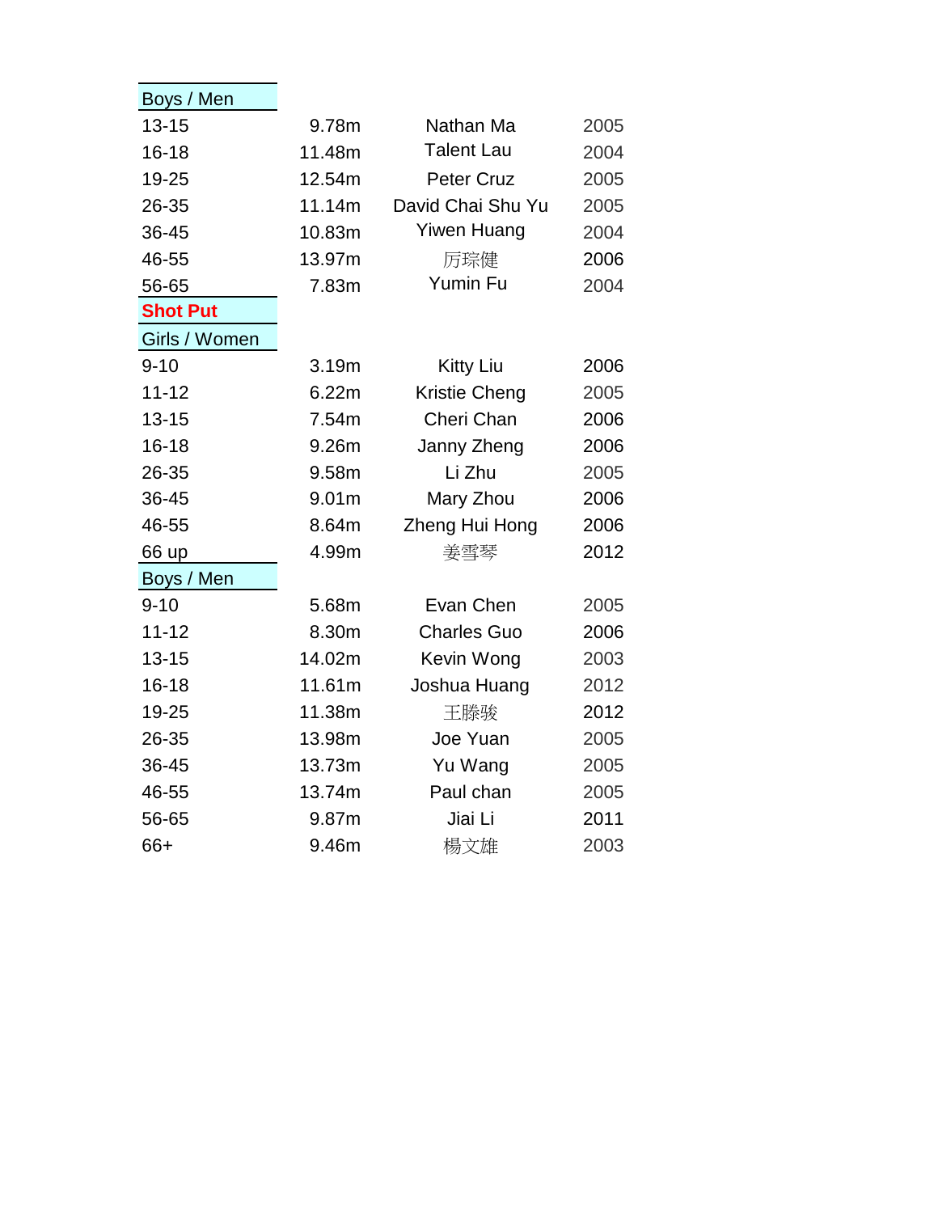| | | | |
|---|---|---|---|
| Boys / Men | | | |
| 13-15 | 9.78m | Nathan Ma | 2005 |
| 16-18 | 11.48m | Talent Lau | 2004 |
| 19-25 | 12.54m | Peter Cruz | 2005 |
| 26-35 | 11.14m | David Chai Shu Yu | 2005 |
| 36-45 | 10.83m | Yiwen Huang | 2004 |
| 46-55 | 13.97m | 厉琮健 | 2006 |
| 56-65 | 7.83m | Yumin Fu | 2004 |

**Shot Put**

| | | | |
|---|---|---|---|
| Girls / Women | | | |
| 9-10 | 3.19m | Kitty Liu | 2006 |
| 11-12 | 6.22m | Kristie Cheng | 2005 |
| 13-15 | 7.54m | Cheri Chan | 2006 |
| 16-18 | 9.26m | Janny Zheng | 2006 |
| 26-35 | 9.58m | Li Zhu | 2005 |
| 36-45 | 9.01m | Mary Zhou | 2006 |
| 46-55 | 8.64m | Zheng Hui Hong | 2006 |
| 66 up | 4.99m | 姜雪琴 | 2012 |
| Boys / Men | | | |
| 9-10 | 5.68m | Evan Chen | 2005 |
| 11-12 | 8.30m | Charles Guo | 2006 |
| 13-15 | 14.02m | Kevin Wong | 2003 |
| 16-18 | 11.61m | Joshua Huang | 2012 |
| 19-25 | 11.38m | 王滕骏 | 2012 |
| 26-35 | 13.98m | Joe Yuan | 2005 |
| 36-45 | 13.73m | Yu Wang | 2005 |
| 46-55 | 13.74m | Paul chan | 2005 |
| 56-65 | 9.87m | Jiai Li | 2011 |
| 66+ | 9.46m | 楊文雄 | 2003 |